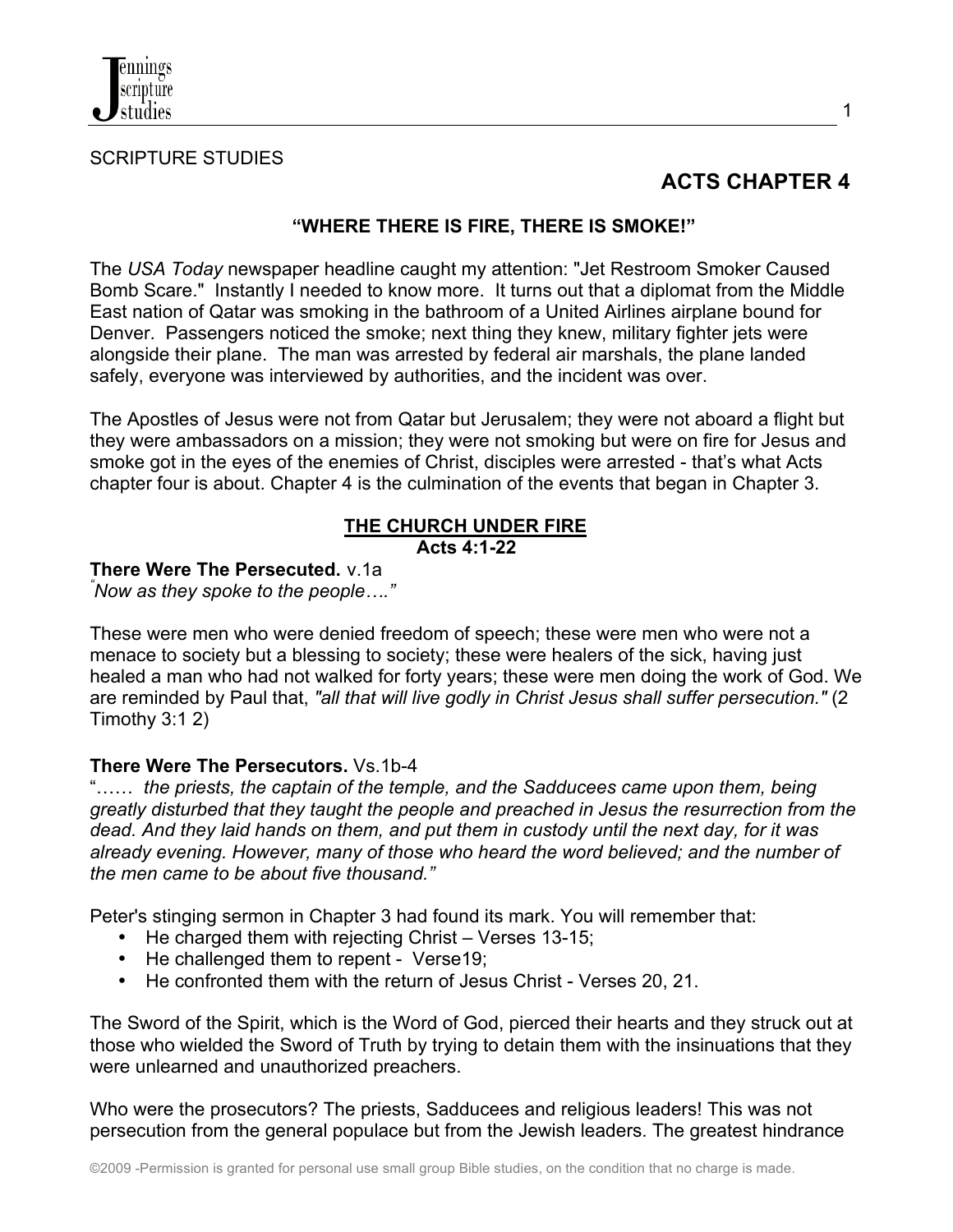SCRIPTURE STUDIES

# ACTS CHAPTER 4

**"WHERE THERE IS FIRE, THERE IS SMOKE!"**

The *USA Today* newspaper headline caught my attention: "Jet Restroom Smoker Caused Bomb Scare." Instantly I needed to know more. It turns out that a diplomat from the Middle East nation of Qatar was smoking in the bathroom of a United Airlines airplane bound for Denver. Passengers noticed the smoke; next thing they knew, military fighter jets were alongside their plane. The man was arrested by federal air marshals, the plane landed safely, everyone was interviewed by authorities, and the incident was over.

The Apostles of Jesus were not from Qatar but Jerusalem; they were not aboard a flight but they were ambassadors on a mission; they were not smoking but were on fire for Jesus and smoke got in the eyes of the enemies of Christ, disciples were arrested - that's what Acts chapter four is about. Chapter 4 is the culmination of the events that began in Chapter 3.

## THE CHURCH UNDER FIRE
**Acts 4:1-22**

**There Were The Persecuted.** v.1a
*"Now as they spoke to the people…."*

These were men who were denied freedom of speech; these were men who were not a menace to society but a blessing to society; these were healers of the sick, having just healed a man who had not walked for forty years; these were men doing the work of God. We are reminded by Paul that, *"all that will live godly in Christ Jesus shall suffer persecution."* (2 Timothy 3:1 2)

**There Were The Persecutors.** Vs.1b-4
"…… *the priests, the captain of the temple, and the Sadducees came upon them, being greatly disturbed that they taught the people and preached in Jesus the resurrection from the dead. And they laid hands on them, and put them in custody until the next day, for it was already evening. However, many of those who heard the word believed; and the number of the men came to be about five thousand."*

Peter's stinging sermon in Chapter 3 had found its mark. You will remember that:

- He charged them with rejecting Christ – Verses 13-15;
- He challenged them to repent - Verse19;
- He confronted them with the return of Jesus Christ - Verses 20, 21.

The Sword of the Spirit, which is the Word of God, pierced their hearts and they struck out at those who wielded the Sword of Truth by trying to detain them with the insinuations that they were unlearned and unauthorized preachers.

Who were the prosecutors? The priests, Sadducees and religious leaders! This was not persecution from the general populace but from the Jewish leaders. The greatest hindrance

©2009 -Permission is granted for personal use small group Bible studies, on the condition that no charge is made.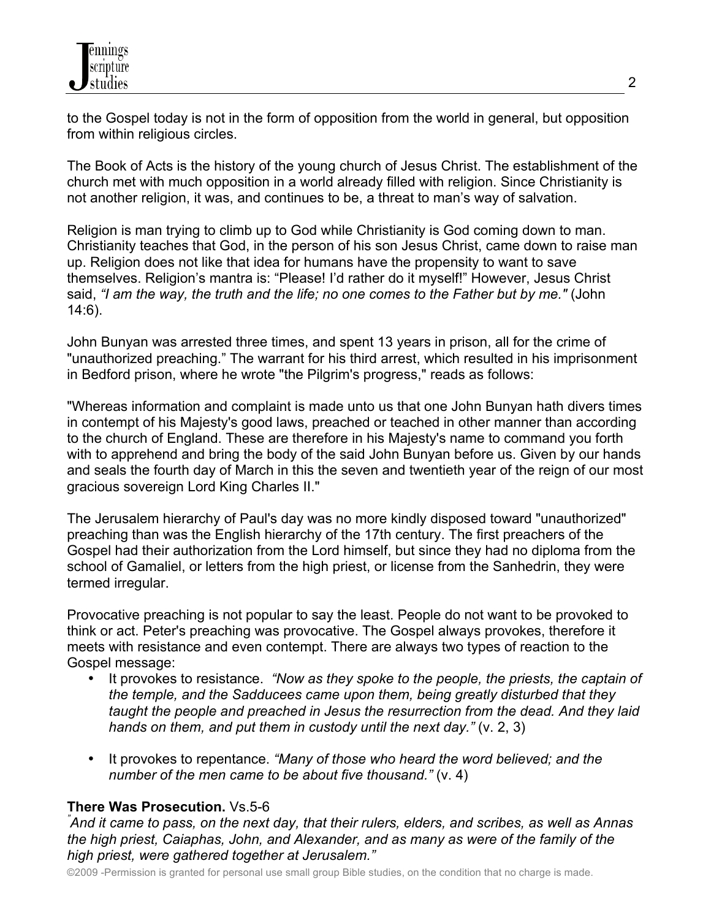to the Gospel today is not in the form of opposition from the world in general, but opposition from within religious circles.

The Book of Acts is the history of the young church of Jesus Christ. The establishment of the church met with much opposition in a world already filled with religion. Since Christianity is not another religion, it was, and continues to be, a threat to man's way of salvation.

Religion is man trying to climb up to God while Christianity is God coming down to man. Christianity teaches that God, in the person of his son Jesus Christ, came down to raise man up. Religion does not like that idea for humans have the propensity to want to save themselves. Religion's mantra is: "Please! I'd rather do it myself!" However, Jesus Christ said, *"I am the way, the truth and the life; no one comes to the Father but by me."* (John 14:6).

John Bunyan was arrested three times, and spent 13 years in prison, all for the crime of "unauthorized preaching." The warrant for his third arrest, which resulted in his imprisonment in Bedford prison, where he wrote "the Pilgrim's progress," reads as follows:

"Whereas information and complaint is made unto us that one John Bunyan hath divers times in contempt of his Majesty's good laws, preached or teached in other manner than according to the church of England. These are therefore in his Majesty's name to command you forth with to apprehend and bring the body of the said John Bunyan before us. Given by our hands and seals the fourth day of March in this the seven and twentieth year of the reign of our most gracious sovereign Lord King Charles II."

The Jerusalem hierarchy of Paul's day was no more kindly disposed toward "unauthorized" preaching than was the English hierarchy of the 17th century. The first preachers of the Gospel had their authorization from the Lord himself, but since they had no diploma from the school of Gamaliel, or letters from the high priest, or license from the Sanhedrin, they were termed irregular.

Provocative preaching is not popular to say the least. People do not want to be provoked to think or act. Peter's preaching was provocative. The Gospel always provokes, therefore it meets with resistance and even contempt. There are always two types of reaction to the Gospel message:

- It provokes to resistance. *"Now as they spoke to the people, the priests, the captain of the temple, and the Sadducees came upon them, being greatly disturbed that they taught the people and preached in Jesus the resurrection from the dead. And they laid hands on them, and put them in custody until the next day."* (v. 2, 3)

- It provokes to repentance. *"Many of those who heard the word believed; and the number of the men came to be about five thousand."* (v. 4)

**There Was Prosecution.** Vs.5-6

*"And it came to pass, on the next day, that their rulers, elders, and scribes, as well as Annas the high priest, Caiaphas, John, and Alexander, and as many as were of the family of the high priest, were gathered together at Jerusalem."*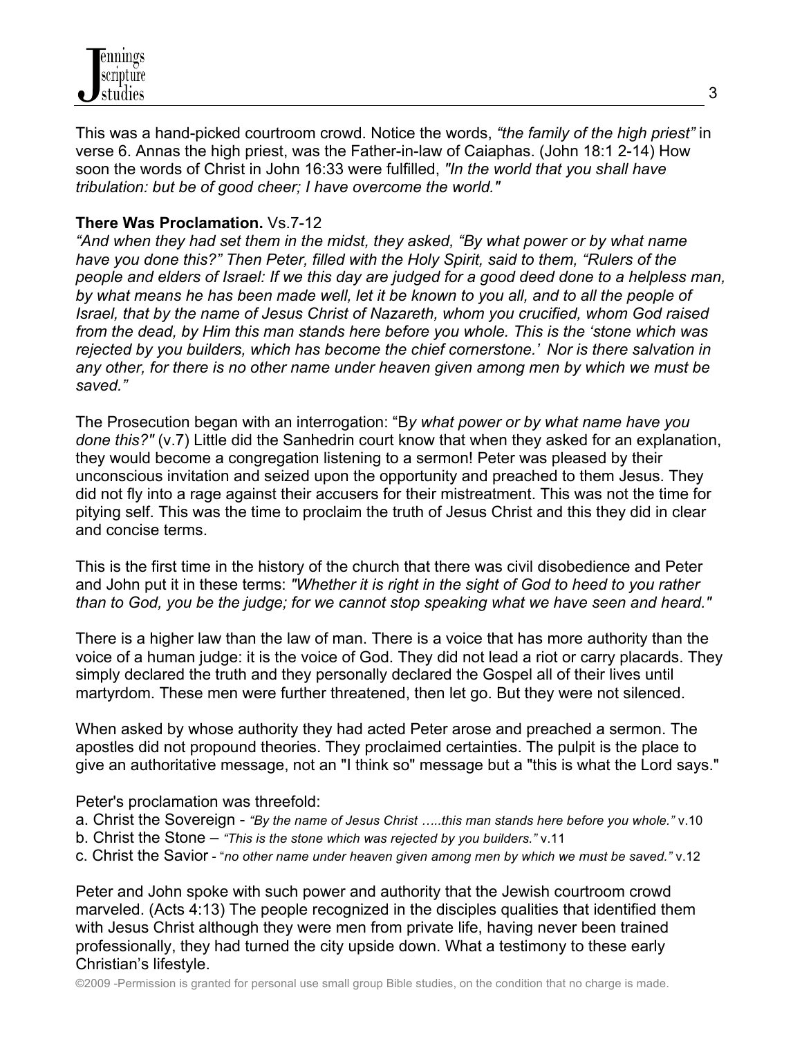This was a hand-picked courtroom crowd. Notice the words, *"the family of the high priest"* in verse 6. Annas the high priest, was the Father-in-law of Caiaphas. (John 18:1 2-14) How soon the words of Christ in John 16:33 were fulfilled, *"In the world that you shall have tribulation: but be of good cheer; I have overcome the world."*

**There Was Proclamation.** Vs.7-12

*"And when they had set them in the midst, they asked, "By what power or by what name have you done this?" Then Peter, filled with the Holy Spirit, said to them, "Rulers of the people and elders of Israel: If we this day are judged for a good deed done to a helpless man, by what means he has been made well, let it be known to you all, and to all the people of Israel, that by the name of Jesus Christ of Nazareth, whom you crucified, whom God raised from the dead, by Him this man stands here before you whole. This is the 'stone which was rejected by you builders, which has become the chief cornerstone.' Nor is there salvation in any other, for there is no other name under heaven given among men by which we must be saved."*

The Prosecution began with an interrogation: "B*y what power or by what name have you done this?"* (v.7) Little did the Sanhedrin court know that when they asked for an explanation, they would become a congregation listening to a sermon! Peter was pleased by their unconscious invitation and seized upon the opportunity and preached to them Jesus. They did not fly into a rage against their accusers for their mistreatment. This was not the time for pitying self. This was the time to proclaim the truth of Jesus Christ and this they did in clear and concise terms.

This is the first time in the history of the church that there was civil disobedience and Peter and John put it in these terms: *"Whether it is right in the sight of God to heed to you rather than to God, you be the judge; for we cannot stop speaking what we have seen and heard."*

There is a higher law than the law of man. There is a voice that has more authority than the voice of a human judge: it is the voice of God. They did not lead a riot or carry placards. They simply declared the truth and they personally declared the Gospel all of their lives until martyrdom. These men were further threatened, then let go. But they were not silenced.

When asked by whose authority they had acted Peter arose and preached a sermon. The apostles did not propound theories. They proclaimed certainties. The pulpit is the place to give an authoritative message, not an "I think so" message but a "this is what the Lord says."

Peter's proclamation was threefold:

a. Christ the Sovereign - *"By the name of Jesus Christ …..this man stands here before you whole."* v.10
b. Christ the Stone – *"This is the stone which was rejected by you builders."* v.11
c. Christ the Savior - "*no other name under heaven given among men by which we must be saved."* v.12

Peter and John spoke with such power and authority that the Jewish courtroom crowd marveled. (Acts 4:13) The people recognized in the disciples qualities that identified them with Jesus Christ although they were men from private life, having never been trained professionally, they had turned the city upside down. What a testimony to these early Christian's lifestyle.

©2009 -Permission is granted for personal use small group Bible studies, on the condition that no charge is made.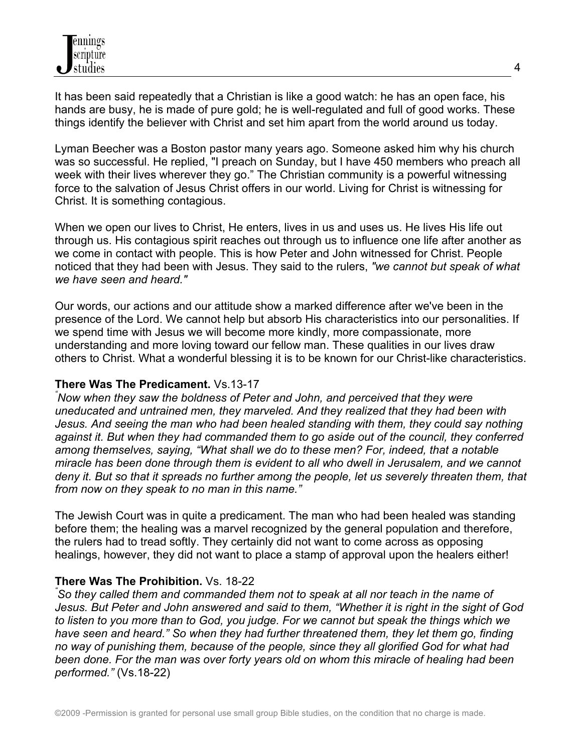It has been said repeatedly that a Christian is like a good watch: he has an open face, his hands are busy, he is made of pure gold; he is well-regulated and full of good works. These things identify the believer with Christ and set him apart from the world around us today.

Lyman Beecher was a Boston pastor many years ago. Someone asked him why his church was so successful. He replied, "I preach on Sunday, but I have 450 members who preach all week with their lives wherever they go." The Christian community is a powerful witnessing force to the salvation of Jesus Christ offers in our world. Living for Christ is witnessing for Christ. It is something contagious.

When we open our lives to Christ, He enters, lives in us and uses us. He lives His life out through us. His contagious spirit reaches out through us to influence one life after another as we come in contact with people. This is how Peter and John witnessed for Christ. People noticed that they had been with Jesus. They said to the rulers, *"we cannot but speak of what we have seen and heard."*

Our words, our actions and our attitude show a marked difference after we've been in the presence of the Lord. We cannot help but absorb His characteristics into our personalities. If we spend time with Jesus we will become more kindly, more compassionate, more understanding and more loving toward our fellow man. These qualities in our lives draw others to Christ. What a wonderful blessing it is to be known for our Christ-like characteristics.

**There Was The Predicament.** Vs.13-17

*"Now when they saw the boldness of Peter and John, and perceived that they were uneducated and untrained men, they marveled. And they realized that they had been with Jesus. And seeing the man who had been healed standing with them, they could say nothing against it. But when they had commanded them to go aside out of the council, they conferred among themselves, saying, "What shall we do to these men? For, indeed, that a notable miracle has been done through them is evident to all who dwell in Jerusalem, and we cannot deny it. But so that it spreads no further among the people, let us severely threaten them, that from now on they speak to no man in this name."*

The Jewish Court was in quite a predicament. The man who had been healed was standing before them; the healing was a marvel recognized by the general population and therefore, the rulers had to tread softly. They certainly did not want to come across as opposing healings, however, they did not want to place a stamp of approval upon the healers either!

**There Was The Prohibition.** Vs. 18-22

*"So they called them and commanded them not to speak at all nor teach in the name of Jesus. But Peter and John answered and said to them, "Whether it is right in the sight of God to listen to you more than to God, you judge. For we cannot but speak the things which we have seen and heard." So when they had further threatened them, they let them go, finding no way of punishing them, because of the people, since they all glorified God for what had been done. For the man was over forty years old on whom this miracle of healing had been performed."* (Vs.18-22)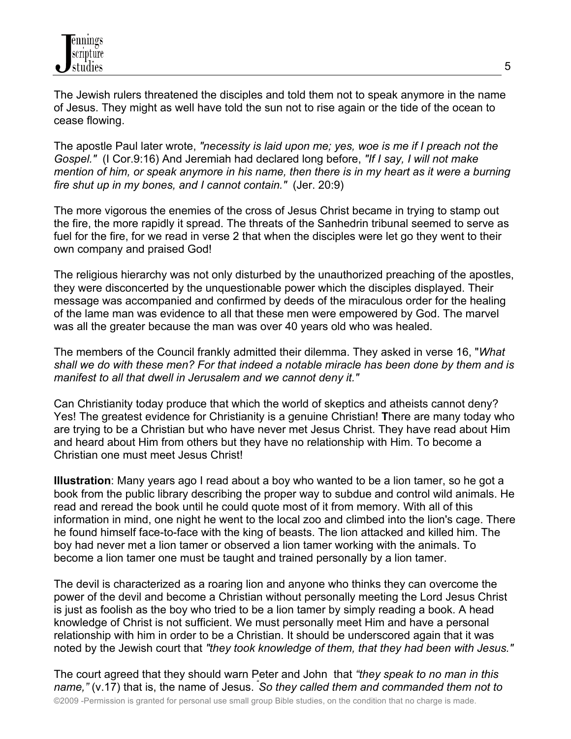The Jewish rulers threatened the disciples and told them not to speak anymore in the name of Jesus. They might as well have told the sun not to rise again or the tide of the ocean to cease flowing.

The apostle Paul later wrote, *"necessity is laid upon me; yes, woe is me if I preach not the Gospel."* (I Cor.9:16) And Jeremiah had declared long before, *"If I say, I will not make mention of him, or speak anymore in his name, then there is in my heart as it were a burning fire shut up in my bones, and I cannot contain."* (Jer. 20:9)

The more vigorous the enemies of the cross of Jesus Christ became in trying to stamp out the fire, the more rapidly it spread. The threats of the Sanhedrin tribunal seemed to serve as fuel for the fire, for we read in verse 2 that when the disciples were let go they went to their own company and praised God!

The religious hierarchy was not only disturbed by the unauthorized preaching of the apostles, they were disconcerted by the unquestionable power which the disciples displayed. Their message was accompanied and confirmed by deeds of the miraculous order for the healing of the lame man was evidence to all that these men were empowered by God. The marvel was all the greater because the man was over 40 years old who was healed.

The members of the Council frankly admitted their dilemma. They asked in verse 16, "*What shall we do with these men? For that indeed a notable miracle has been done by them and is manifest to all that dwell in Jerusalem and we cannot deny it."*

Can Christianity today produce that which the world of skeptics and atheists cannot deny? Yes! The greatest evidence for Christianity is a genuine Christian! **T**here are many today who are trying to be a Christian but who have never met Jesus Christ. They have read about Him and heard about Him from others but they have no relationship with Him. To become a Christian one must meet Jesus Christ!

**Illustration**: Many years ago I read about a boy who wanted to be a lion tamer, so he got a book from the public library describing the proper way to subdue and control wild animals. He read and reread the book until he could quote most of it from memory. With all of this information in mind, one night he went to the local zoo and climbed into the lion's cage. There he found himself face-to-face with the king of beasts. The lion attacked and killed him. The boy had never met a lion tamer or observed a lion tamer working with the animals. To become a lion tamer one must be taught and trained personally by a lion tamer.

The devil is characterized as a roaring lion and anyone who thinks they can overcome the power of the devil and become a Christian without personally meeting the Lord Jesus Christ is just as foolish as the boy who tried to be a lion tamer by simply reading a book. A head knowledge of Christ is not sufficient. We must personally meet Him and have a personal relationship with him in order to be a Christian. It should be underscored again that it was noted by the Jewish court that *"they took knowledge of them, that they had been with Jesus."*

The court agreed that they should warn Peter and John that *"they speak to no man in this name,"* (v.17) that is, the name of Jesus. *"So they called them and commanded them not to*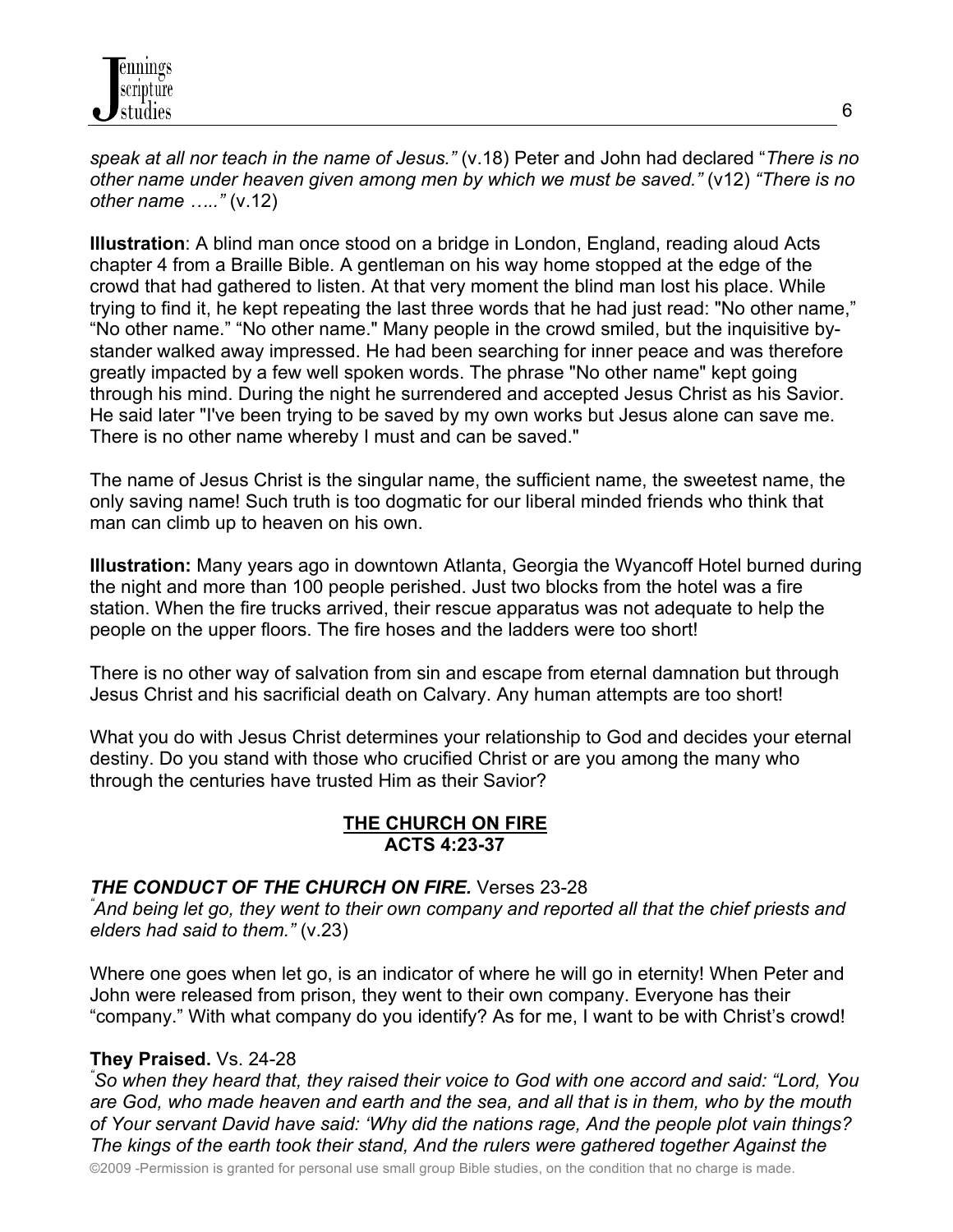*speak at all nor teach in the name of Jesus."* (v.18) Peter and John had declared "*There is no other name under heaven given among men by which we must be saved."* (v12) *"There is no other name ….."* (v.12)

**Illustration**: A blind man once stood on a bridge in London, England, reading aloud Acts chapter 4 from a Braille Bible. A gentleman on his way home stopped at the edge of the crowd that had gathered to listen. At that very moment the blind man lost his place. While trying to find it, he kept repeating the last three words that he had just read: "No other name," "No other name." "No other name." Many people in the crowd smiled, but the inquisitive by-stander walked away impressed. He had been searching for inner peace and was therefore greatly impacted by a few well spoken words. The phrase "No other name" kept going through his mind. During the night he surrendered and accepted Jesus Christ as his Savior. He said later "I've been trying to be saved by my own works but Jesus alone can save me. There is no other name whereby I must and can be saved."

The name of Jesus Christ is the singular name, the sufficient name, the sweetest name, the only saving name! Such truth is too dogmatic for our liberal minded friends who think that man can climb up to heaven on his own.

**Illustration:** Many years ago in downtown Atlanta, Georgia the Wyancoff Hotel burned during the night and more than 100 people perished. Just two blocks from the hotel was a fire station. When the fire trucks arrived, their rescue apparatus was not adequate to help the people on the upper floors. The fire hoses and the ladders were too short!

There is no other way of salvation from sin and escape from eternal damnation but through Jesus Christ and his sacrificial death on Calvary. Any human attempts are too short!

What you do with Jesus Christ determines your relationship to God and decides your eternal destiny. Do you stand with those who crucified Christ or are you among the many who through the centuries have trusted Him as their Savior?

## THE CHURCH ON FIRE
## ACTS 4:23-37

***THE CONDUCT OF THE CHURCH ON FIRE.*** Verses 23-28

*"And being let go, they went to their own company and reported all that the chief priests and elders had said to them."* (v.23)

Where one goes when let go, is an indicator of where he will go in eternity! When Peter and John were released from prison, they went to their own company. Everyone has their "company." With what company do you identify? As for me, I want to be with Christ's crowd!

**They Praised.** Vs. 24-28

*"So when they heard that, they raised their voice to God with one accord and said: "Lord, You are God, who made heaven and earth and the sea, and all that is in them, who by the mouth of Your servant David have said: 'Why did the nations rage, And the people plot vain things? The kings of the earth took their stand, And the rulers were gathered together Against the*

©2009 -Permission is granted for personal use small group Bible studies, on the condition that no charge is made.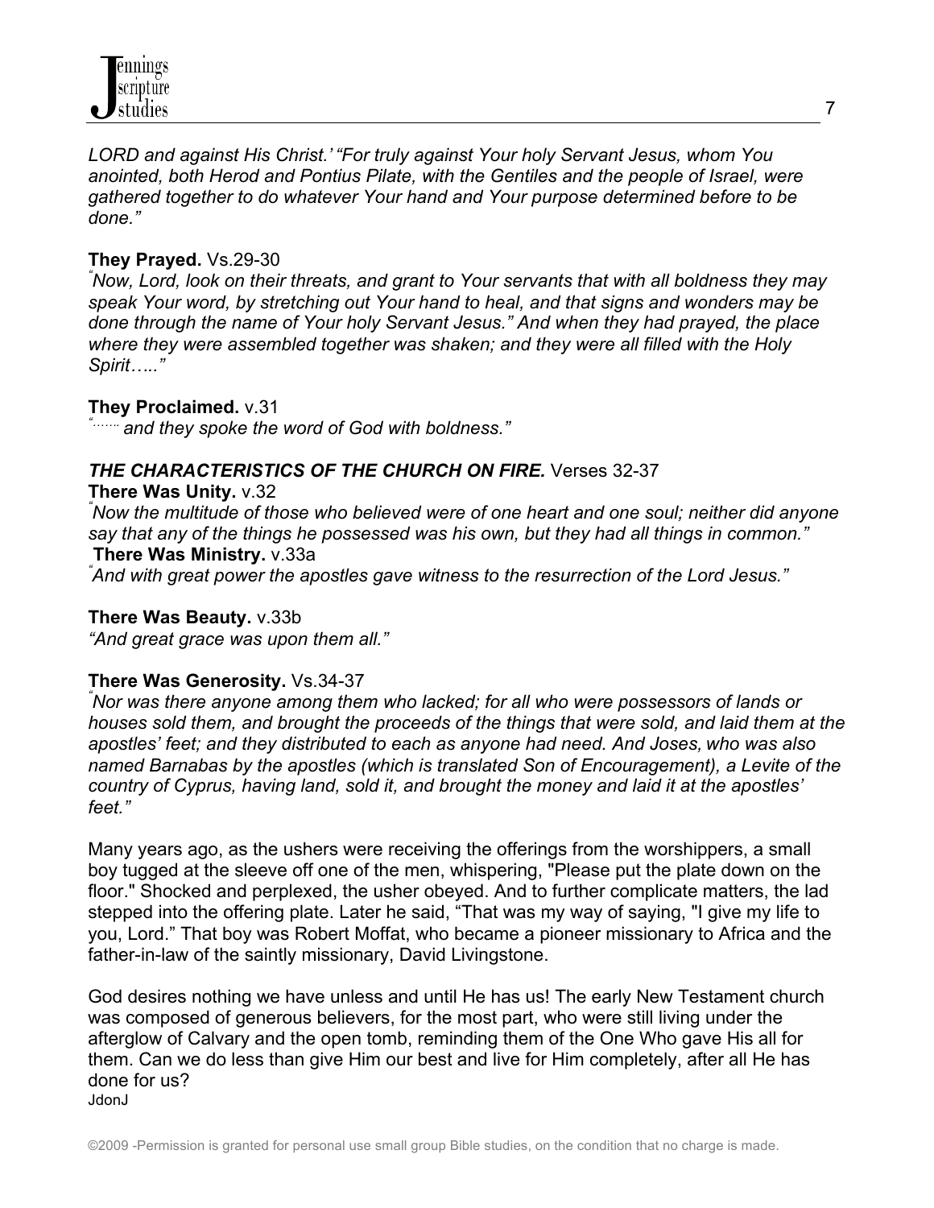*LORD and against His Christ.' "For truly against Your holy Servant Jesus, whom You anointed, both Herod and Pontius Pilate, with the Gentiles and the people of Israel, were gathered together to do whatever Your hand and Your purpose determined before to be done."*

**They Prayed.** Vs.29-30

*"Now, Lord, look on their threats, and grant to Your servants that with all boldness they may speak Your word, by stretching out Your hand to heal, and that signs and wonders may be done through the name of Your holy Servant Jesus." And when they had prayed, the place where they were assembled together was shaken; and they were all filled with the Holy Spirit….."*

**They Proclaimed.** v.31

*"……. and they spoke the word of God with boldness."*

***THE CHARACTERISTICS OF THE CHURCH ON FIRE.*** Verses 32-37

**There Was Unity.** v.32

*"Now the multitude of those who believed were of one heart and one soul; neither did anyone say that any of the things he possessed was his own, but they had all things in common."*

**There Was Ministry.** v.33a

*"And with great power the apostles gave witness to the resurrection of the Lord Jesus."*

**There Was Beauty.** v.33b

*"And great grace was upon them all."*

**There Was Generosity.** Vs.34-37

*"Nor was there anyone among them who lacked; for all who were possessors of lands or houses sold them, and brought the proceeds of the things that were sold, and laid them at the apostles' feet; and they distributed to each as anyone had need. And Joses, who was also named Barnabas by the apostles (which is translated Son of Encouragement), a Levite of the country of Cyprus, having land, sold it, and brought the money and laid it at the apostles' feet."*

Many years ago, as the ushers were receiving the offerings from the worshippers, a small boy tugged at the sleeve off one of the men, whispering, "Please put the plate down on the floor." Shocked and perplexed, the usher obeyed. And to further complicate matters, the lad stepped into the offering plate. Later he said, "That was my way of saying, "I give my life to you, Lord." That boy was Robert Moffat, who became a pioneer missionary to Africa and the father-in-law of the saintly missionary, David Livingstone.

God desires nothing we have unless and until He has us! The early New Testament church was composed of generous believers, for the most part, who were still living under the afterglow of Calvary and the open tomb, reminding them of the One Who gave His all for them. Can we do less than give Him our best and live for Him completely, after all He has done for us?

JdonJ

©2009 -Permission is granted for personal use small group Bible studies, on the condition that no charge is made.